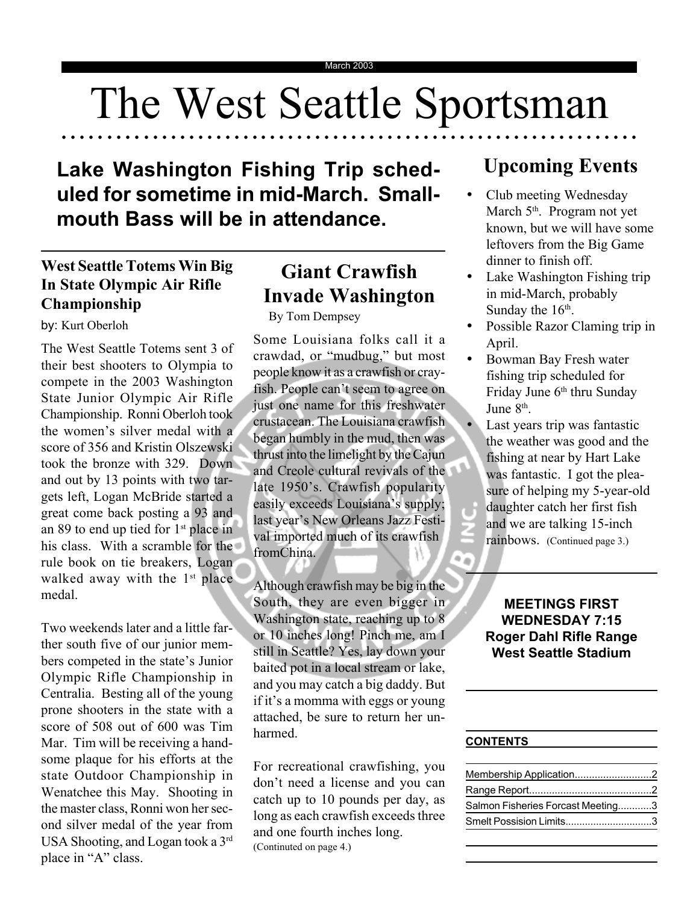March 2003

# The West Seattle Sportsman

**Lake Washington Fishing Trip scheduled for sometime in mid-March. Smallmouth Bass will be in attendance.**

### West Seattle Totems Win Big In State Olympic Air Rifle Championship

by: Kurt Oberloh

The West Seattle Totems sent 3 of their best shooters to Olympia to compete in the 2003 Washington State Junior Olympic Air Rifle Championship. Ronni Oberloh took the women's silver medal with a score of 356 and Kristin Olszewski took the bronze with 329. Down and out by 13 points with two targets left, Logan McBride started a great come back posting a 93 and an 89 to end up tied for 1st place in his class. With a scramble for the rule book on tie breakers, Logan walked away with the 1st place medal.

Two weekends later and a little farther south five of our junior members competed in the state's Junior Olympic Rifle Championship in Centralia. Besting all of the young prone shooters in the state with a score of 508 out of 600 was Tim Mar. Tim will be receiving a handsome plaque for his efforts at the state Outdoor Championship in Wenatchee this May. Shooting in the master class, Ronni won her second silver medal of the year from USA Shooting, and Logan took a 3rd place in "A" class.

## Giant Crawfish Invade Washington

By Tom Dempsey

Some Louisiana folks call it a crawdad, or "mudbug," but most people know it as a crawfish or crayfish. People can't seem to agree on just one name for this freshwater crustacean. The Louisiana crawfish began humbly in the mud, then was thrust into the limelight by the Cajun and Creole cultural revivals of the late 1950's. Crawfish popularity easily exceeds Louisiana's supply; last year's New Orleans Jazz Festival imported much of its crawfish fromChina.

Although crawfish may be big in the South, they are even bigger in Washington state, reaching up to 8 or 10 inches long! Pinch me, am I still in Seattle? Yes, lay down your baited pot in a local stream or lake, and you may catch a big daddy. But if it's a momma with eggs or young attached, be sure to return her unharmed.

For recreational crawfishing, you don't need a license and you can catch up to 10 pounds per day, as long as each crawfish exceeds three and one fourth inches long.
(Continued on page 4.)

## Upcoming Events

- Club meeting Wednesday March 5th. Program not yet known, but we will have some leftovers from the Big Game dinner to finish off.
- Lake Washington Fishing trip in mid-March, probably Sunday the 16th.
- Possible Razor Claming trip in April.
- Bowman Bay Fresh water fishing trip scheduled for Friday June 6th thru Sunday June 8th.
- Last years trip was fantastic the weather was good and the fishing at near by Hart Lake was fantastic. I got the pleasure of helping my 5-year-old daughter catch her first fish and we are talking 15-inch rainbows. (Continued page 3.)

**MEETINGS FIRST WEDNESDAY 7:15**
**Roger Dahl Rifle Range**
**West Seattle Stadium**

**CONTENTS**

Membership Application...........................2
Range Report...........................................2
Salmon Fisheries Forcast Meeting............3
Smelt Possision Limits..............................3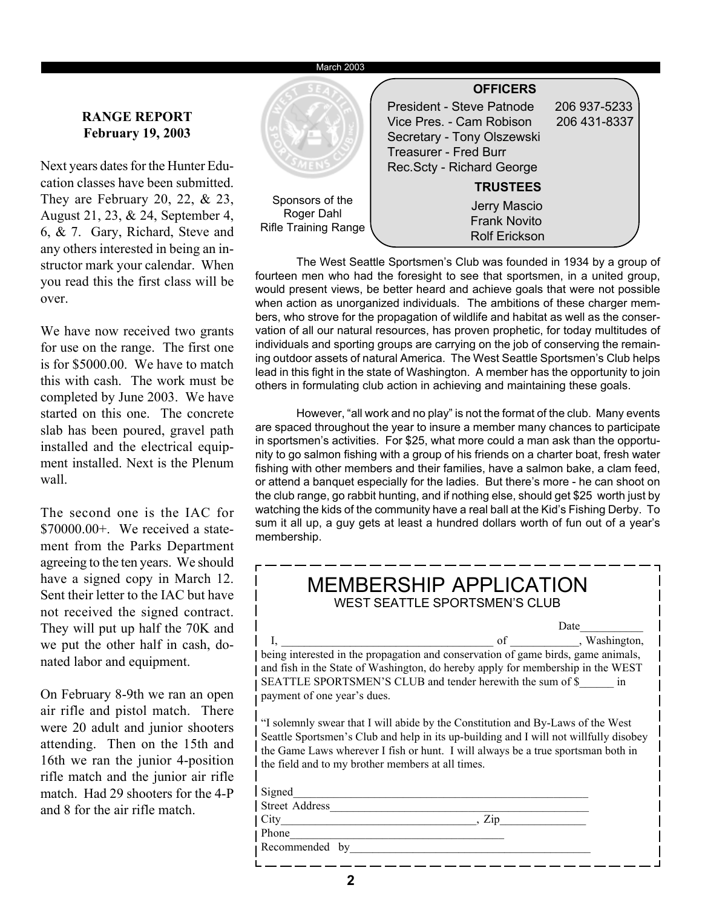## RANGE REPORT
### February 19, 2003

Next years dates for the Hunter Education classes have been submitted. They are February 20, 22, & 23, August 21, 23, & 24, September 4, 6, & 7. Gary, Richard, Steve and any others interested in being an instructor mark your calendar. When you read this the first class will be over.

We have now received two grants for use on the range. The first one is for $5000.00. We have to match this with cash. The work must be completed by June 2003. We have started on this one. The concrete slab has been poured, gravel path installed and the electrical equipment installed. Next is the Plenum wall.

The second one is the IAC for $70000.00+. We received a statement from the Parks Department agreeing to the ten years. We should have a signed copy in March 12. Sent their letter to the IAC but have not received the signed contract. They will put up half the 70K and we put the other half in cash, donated labor and equipment.

On February 8-9th we ran an open air rifle and pistol match. There were 20 adult and junior shooters attending. Then on the 15th and 16th we ran the junior 4-position rifle match and the junior air rifle match. Had 29 shooters for the 4-P and 8 for the air rifle match.

Sponsors of the Roger Dahl Rifle Training Range

**OFFICERS**

President - Steve Patnode 206 937-5233
Vice Pres. - Cam Robison 206 431-8337
Secretary - Tony Olszewski
Treasurer - Fred Burr
Rec.Scty - Richard George

**TRUSTEES**

Jerry Mascio
Frank Novito
Rolf Erickson

The West Seattle Sportsmen's Club was founded in 1934 by a group of fourteen men who had the foresight to see that sportsmen, in a united group, would present views, be better heard and achieve goals that were not possible when action as unorganized individuals. The ambitions of these charger members, who strove for the propagation of wildlife and habitat as well as the conservation of all our natural resources, has proven prophetic, for today multitudes of individuals and sporting groups are carrying on the job of conserving the remaining outdoor assets of natural America. The West Seattle Sportsmen's Club helps lead in this fight in the state of Washington. A member has the opportunity to join others in formulating club action in achieving and maintaining these goals.

However, "all work and no play" is not the format of the club. Many events are spaced throughout the year to insure a member many chances to participate in sportsmen's activities. For $25, what more could a man ask than the opportunity to go salmon fishing with a group of his friends on a charter boat, fresh water fishing with other members and their families, have a salmon bake, a clam feed, or attend a banquet especially for the ladies. But there's more - he can shoot on the club range, go rabbit hunting, and if nothing else, should get $25 worth just by watching the kids of the community have a real ball at the Kid's Fishing Derby. To sum it all up, a guy gets at least a hundred dollars worth of fun out of a year's membership.

# MEMBERSHIP APPLICATION
WEST SEATTLE SPORTSMEN'S CLUB

Date___________

I, ____________________________________ of ____________, Washington, being interested in the propagation and conservation of game birds, game animals, and fish in the State of Washington, do hereby apply for membership in the WEST SEATTLE SPORTSMEN'S CLUB and tender herewith the sum of $______ in payment of one year's dues.

"I solemnly swear that I will abide by the Constitution and By-Laws of the West Seattle Sportsmen's Club and help in its up-building and I will not willfully disobey the Game Laws wherever I fish or hunt. I will always be a true sportsman both in the field and to my brother members at all times.

Signed______________________________________________________

Street Address_______________________________________________

City__________________________________, Zip_______________

Phone______________________________________

Recommended by_____________________________________________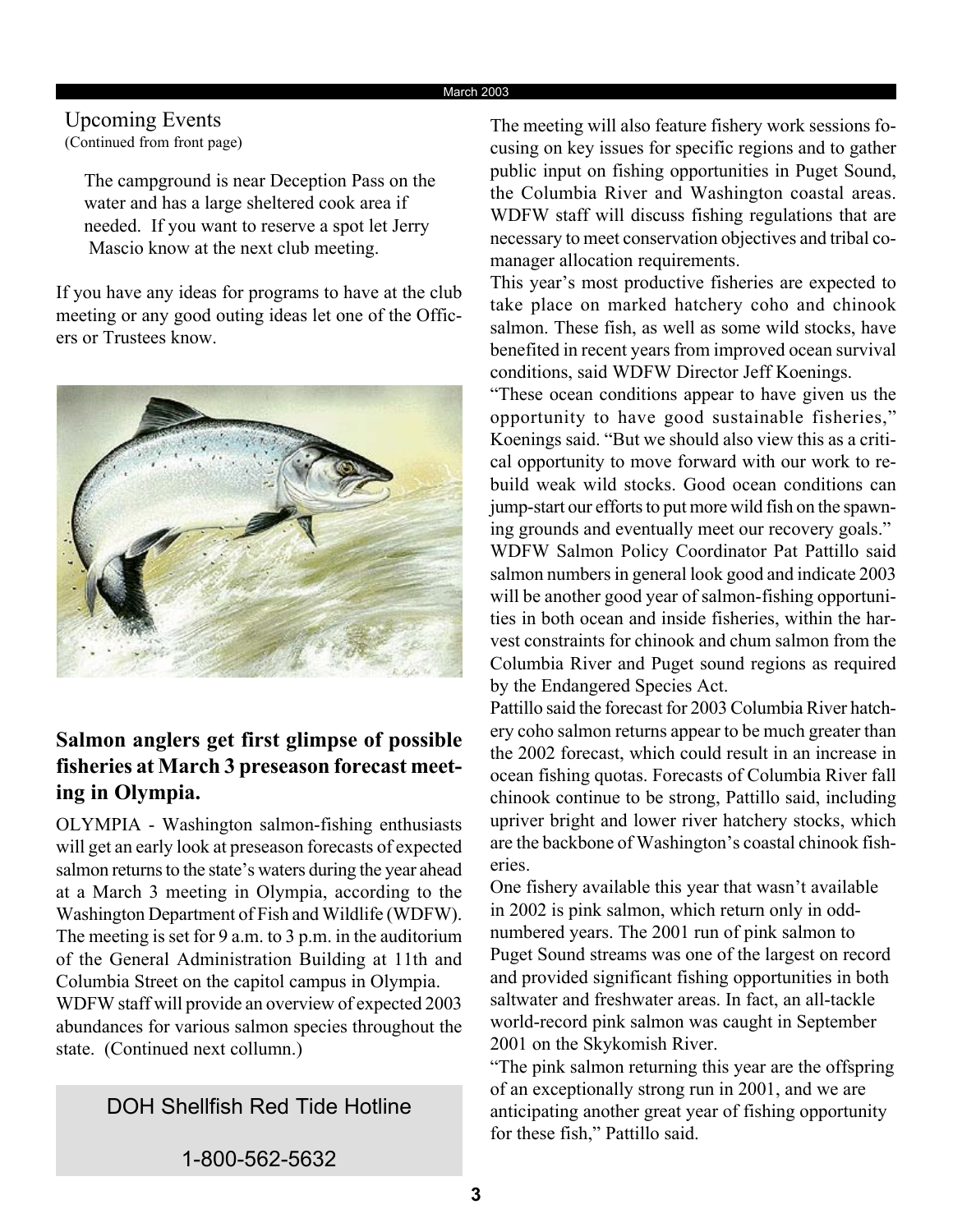Upcoming Events
(Continued from front page)

The campground is near Deception Pass on the water and has a large sheltered cook area if needed. If you want to reserve a spot let Jerry Mascio know at the next club meeting.

If you have any ideas for programs to have at the club meeting or any good outing ideas let one of the Officers or Trustees know.

## Salmon anglers get first glimpse of possible fisheries at March 3 preseason forecast meeting in Olympia.

OLYMPIA - Washington salmon-fishing enthusiasts will get an early look at preseason forecasts of expected salmon returns to the state's waters during the year ahead at a March 3 meeting in Olympia, according to the Washington Department of Fish and Wildlife (WDFW). The meeting is set for 9 a.m. to 3 p.m. in the auditorium of the General Administration Building at 11th and Columbia Street on the capitol campus in Olympia.

WDFW staff will provide an overview of expected 2003 abundances for various salmon species throughout the state. (Continued next collumn.)

DOH Shellfish Red Tide Hotline

1-800-562-5632

The meeting will also feature fishery work sessions focusing on key issues for specific regions and to gather public input on fishing opportunities in Puget Sound, the Columbia River and Washington coastal areas. WDFW staff will discuss fishing regulations that are necessary to meet conservation objectives and tribal co-manager allocation requirements.

This year's most productive fisheries are expected to take place on marked hatchery coho and chinook salmon. These fish, as well as some wild stocks, have benefited in recent years from improved ocean survival conditions, said WDFW Director Jeff Koenings.

"These ocean conditions appear to have given us the opportunity to have good sustainable fisheries," Koenings said. "But we should also view this as a critical opportunity to move forward with our work to rebuild weak wild stocks. Good ocean conditions can jump-start our efforts to put more wild fish on the spawning grounds and eventually meet our recovery goals."

WDFW Salmon Policy Coordinator Pat Pattillo said salmon numbers in general look good and indicate 2003 will be another good year of salmon-fishing opportunities in both ocean and inside fisheries, within the harvest constraints for chinook and chum salmon from the Columbia River and Puget sound regions as required by the Endangered Species Act.

Pattillo said the forecast for 2003 Columbia River hatchery coho salmon returns appear to be much greater than the 2002 forecast, which could result in an increase in ocean fishing quotas. Forecasts of Columbia River fall chinook continue to be strong, Pattillo said, including upriver bright and lower river hatchery stocks, which are the backbone of Washington's coastal chinook fisheries.

One fishery available this year that wasn't available in 2002 is pink salmon, which return only in odd-numbered years. The 2001 run of pink salmon to Puget Sound streams was one of the largest on record and provided significant fishing opportunities in both saltwater and freshwater areas. In fact, an all-tackle world-record pink salmon was caught in September 2001 on the Skykomish River.

"The pink salmon returning this year are the offspring of an exceptionally strong run in 2001, and we are anticipating another great year of fishing opportunity for these fish," Pattillo said.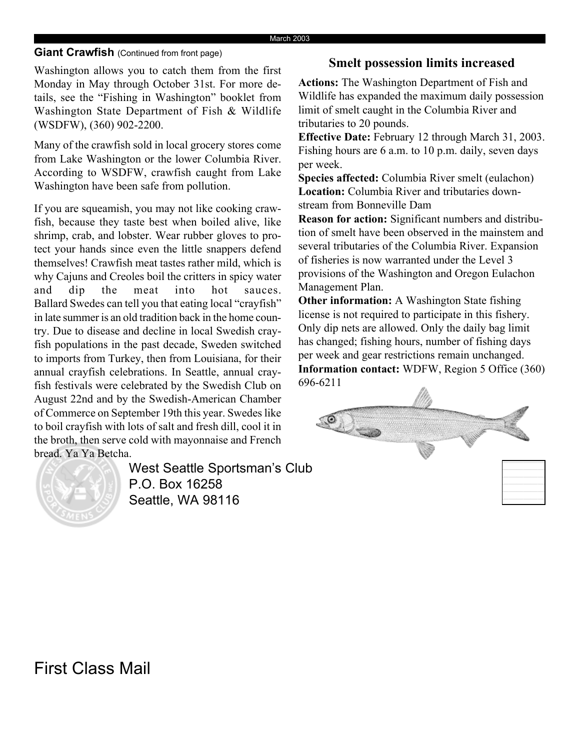**Giant Crawfish** (Continued from front page)

Washington allows you to catch them from the first Monday in May through October 31st. For more details, see the "Fishing in Washington" booklet from Washington State Department of Fish & Wildlife (WSDFW), (360) 902-2200.

Many of the crawfish sold in local grocery stores come from Lake Washington or the lower Columbia River. According to WSDFW, crawfish caught from Lake Washington have been safe from pollution.

If you are squeamish, you may not like cooking crawfish, because they taste best when boiled alive, like shrimp, crab, and lobster. Wear rubber gloves to protect your hands since even the little snappers defend themselves! Crawfish meat tastes rather mild, which is why Cajuns and Creoles boil the critters in spicy water and dip the meat into hot sauces. Ballard Swedes can tell you that eating local "crayfish" in late summer is an old tradition back in the home country. Due to disease and decline in local Swedish crayfish populations in the past decade, Sweden switched to imports from Turkey, then from Louisiana, for their annual crayfish celebrations. In Seattle, annual crayfish festivals were celebrated by the Swedish Club on August 22nd and by the Swedish-American Chamber of Commerce on September 19th this year. Swedes like to boil crayfish with lots of salt and fresh dill, cool it in the broth, then serve cold with mayonnaise and French bread. Ya Ya Betcha.

## Smelt possession limits increased

**Actions:** The Washington Department of Fish and Wildlife has expanded the maximum daily possession limit of smelt caught in the Columbia River and tributaries to 20 pounds.

**Effective Date:** February 12 through March 31, 2003. Fishing hours are 6 a.m. to 10 p.m. daily, seven days per week.

**Species affected:** Columbia River smelt (eulachon)

**Location:** Columbia River and tributaries downstream from Bonneville Dam

**Reason for action:** Significant numbers and distribution of smelt have been observed in the mainstem and several tributaries of the Columbia River. Expansion of fisheries is now warranted under the Level 3 provisions of the Washington and Oregon Eulachon Management Plan.

**Other information:** A Washington State fishing license is not required to participate in this fishery. Only dip nets are allowed. Only the daily bag limit has changed; fishing hours, number of fishing days per week and gear restrictions remain unchanged.

**Information contact:** WDFW, Region 5 Office (360) 696-6211

West Seattle Sportsman's Club
P.O. Box 16258
Seattle, WA 98116

First Class Mail